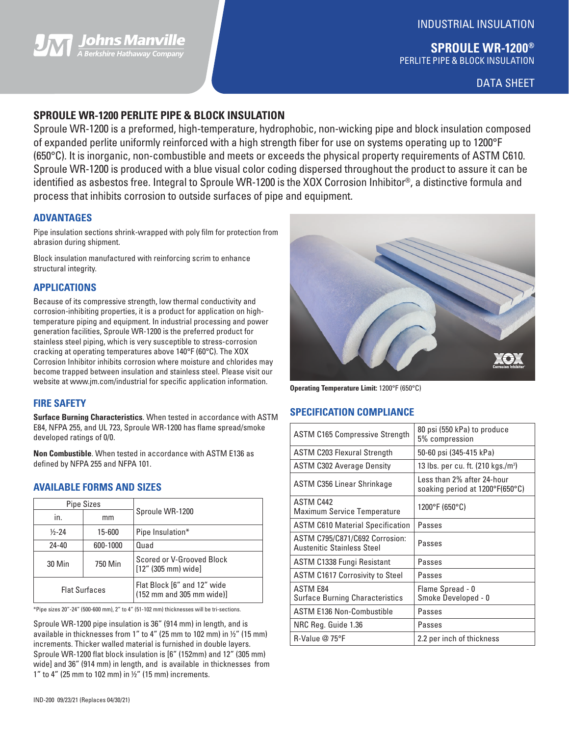INDUSTRIAL INSULATION

# SPROULE WR-1200®

PERLITE PIPE & BLOCK INSULATION

DATA SHEET

## SPROULE WR-1200 PERLITE PIPE & BLOCK INSULATION

Sproule WR-1200 is a preformed, high-temperature, hydrophobic, non-wicking pipe and block insulation composed of expanded perlite uniformly reinforced with a high strength fiber for use on systems operating up to 1200°F (650°C). It is inorganic, non-combustible and meets or exceeds the physical property requirements of ASTM C610. Sproule WR-1200 is produced with a blue visual color coding dispersed throughout the product to assure it can be identified as asbestos free. Integral to Sproule WR-1200 is the XOX Corrosion Inhibitor®, a distinctive formula and process that inhibits corrosion to outside surfaces of pipe and equipment.

### ADVANTAGES

Pipe insulation sections shrink-wrapped with poly film for protection from abrasion during shipment.

Block insulation manufactured with reinforcing scrim to enhance structural integrity.

### APPLICATIONS

Because of its compressive strength, low thermal conductivity and corrosion-inhibiting properties, it is a product for application on high-temperature piping and equipment. In industrial processing and power generation facilities, Sproule WR-1200 is the preferred product for stainless steel piping, which is very susceptible to stress-corrosion cracking at operating temperatures above 140°F (60°C). The XOX Corrosion Inhibitor inhibits corrosion where moisture and chlorides may become trapped between insulation and stainless steel. Please visit our website at www.jm.com/industrial for specific application information.

### FIRE SAFETY

**Surface Burning Characteristics**. When tested in accordance with ASTM E84, NFPA 255, and UL 723, Sproule WR-1200 has flame spread/smoke developed ratings of 0/0.

**Non Combustible**. When tested in accordance with ASTM E136 as defined by NFPA 255 and NFPA 101.

### AVAILABLE FORMS AND SIZES

| Pipe Sizes | | Sproule WR-1200 |
|---|---|---|
| in. | mm | |
| ½-24 | 15-600 | Pipe Insulation* |
| 24-40 | 600-1000 | Quad |
| 30 Min | 750 Min | Scored or V-Grooved Block [12" (305 mm) wide] |
| Flat Surfaces | | Flat Block [6" and 12" wide (152 mm and 305 mm wide)] |

*Pipe sizes 20"-24" (500-600 mm), 2" to 4" (51-102 mm) thicknesses will be tri-sections.

Sproule WR-1200 pipe insulation is 36" (914 mm) in length, and is available in thicknesses from 1" to 4" (25 mm to 102 mm) in ½" (15 mm) increments. Thicker walled material is furnished in double layers. Sproule WR-1200 flat block insulation is [6" (152mm) and 12" (305 mm) wide] and 36" (914 mm) in length, and is available in thicknesses from 1" to 4" (25 mm to 102 mm) in ½" (15 mm) increments.

**Operating Temperature Limit:** 1200°F (650°C)

### SPECIFICATION COMPLIANCE

| Specification | Value |
|---|---|
| ASTM C165 Compressive Strength | 80 psi (550 kPa) to produce 5% compression |
| ASTM C203 Flexural Strength | 50-60 psi (345-415 kPa) |
| ASTM C302 Average Density | 13 lbs. per cu. ft. (210 kgs./m³) |
| ASTM C356 Linear Shrinkage | Less than 2% after 24-hour soaking period at 1200°F(650°C) |
| ASTM C442 Maximum Service Temperature | 1200°F (650°C) |
| ASTM C610 Material Specification | Passes |
| ASTM C795/C871/C692 Corrosion: Austenitic Stainless Steel | Passes |
| ASTM C1338 Fungi Resistant | Passes |
| ASTM C1617 Corrosivity to Steel | Passes |
| ASTM E84 Surface Burning Characteristics | Flame Spread - 0 Smoke Developed - 0 |
| ASTM E136 Non-Combustible | Passes |
| NRC Reg. Guide 1.36 | Passes |
| R-Value @ 75°F | 2.2 per inch of thickness |

IND-200 09/23/21 (Replaces 04/30/21)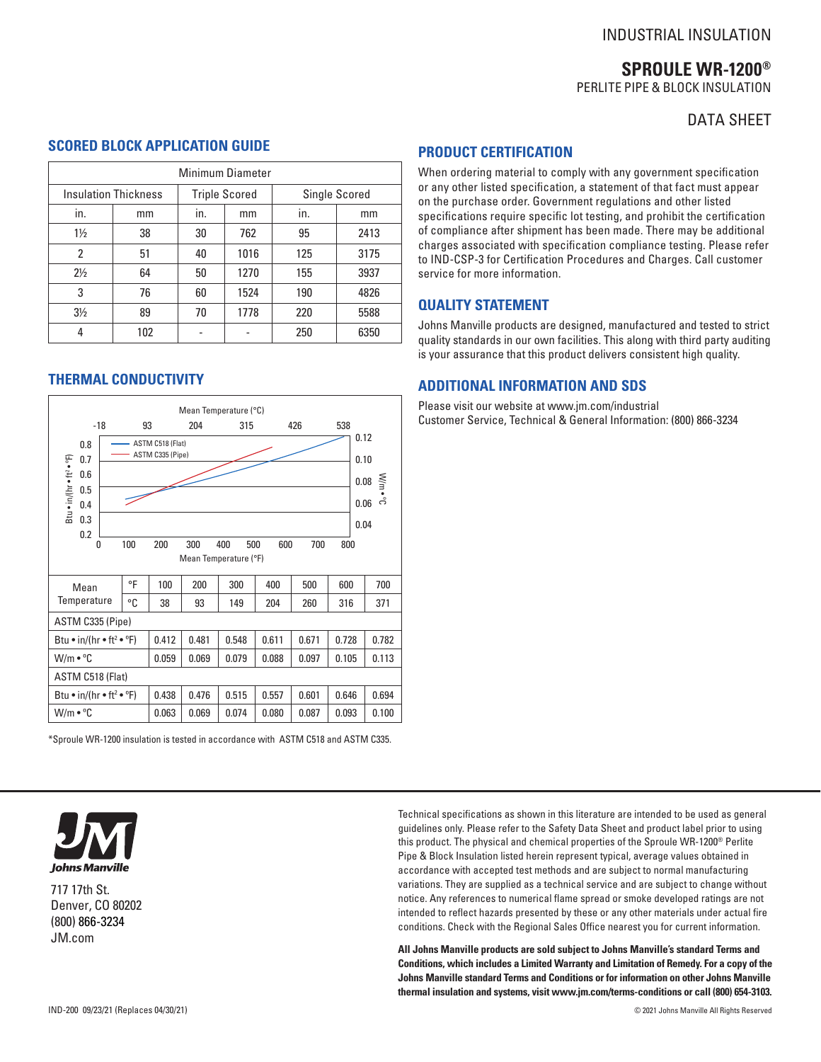INDUSTRIAL INSULATION

**SPROULE WR-1200®**

PERLITE PIPE & BLOCK INSULATION

DATA SHEET

## SCORED BLOCK APPLICATION GUIDE

| Minimum Diameter | | | | | |
|---|---|---|---|---|---|
| Insulation Thickness | | Triple Scored | | Single Scored | |
| in. | mm | in. | mm | in. | mm |
| 1½ | 38 | 30 | 762 | 95 | 2413 |
| 2 | 51 | 40 | 1016 | 125 | 3175 |
| 2½ | 64 | 50 | 1270 | 155 | 3937 |
| 3 | 76 | 60 | 1524 | 190 | 4826 |
| 3½ | 89 | 70 | 1778 | 220 | 5588 |
| 4 | 102 | - | - | 250 | 6350 |

## THERMAL CONDUCTIVITY

Mean Temperature (°C)
-18 93 204 315 426 538
ASTM C518 (Flat)
ASTM C335 (Pipe)
Btu • in/(hr • ft² • °F)
0.8 0.7 0.6 0.5 0.4 0.3 0.2
W/m • °C
0.12 0.10 0.08 0.06 0.04
0 100 200 300 400 500 600 700 800
Mean Temperature (°F)

| Mean Temperature | °F | 100 | 200 | 300 | 400 | 500 | 600 | 700 |
|---|---|---|---|---|---|---|---|---|
| | °C | 38 | 93 | 149 | 204 | 260 | 316 | 371 |
| ASTM C335 (Pipe) | | | | | | | | |
| Btu • in/(hr • ft² • °F) | | 0.412 | 0.481 | 0.548 | 0.611 | 0.671 | 0.728 | 0.782 |
| W/m • °C | | 0.059 | 0.069 | 0.079 | 0.088 | 0.097 | 0.105 | 0.113 |
| ASTM C518 (Flat) | | | | | | | | |
| Btu • in/(hr • ft² • °F) | | 0.438 | 0.476 | 0.515 | 0.557 | 0.601 | 0.646 | 0.694 |
| W/m • °C | | 0.063 | 0.069 | 0.074 | 0.080 | 0.087 | 0.093 | 0.100 |

*Sproule WR-1200 insulation is tested in accordance with ASTM C518 and ASTM C335.

## PRODUCT CERTIFICATION

When ordering material to comply with any government specification or any other listed specification, a statement of that fact must appear on the purchase order. Government regulations and other listed specifications require specific lot testing, and prohibit the certification of compliance after shipment has been made. There may be additional charges associated with specification compliance testing. Please refer to IND-CSP-3 for Certification Procedures and Charges. Call customer service for more information.

## QUALITY STATEMENT

Johns Manville products are designed, manufactured and tested to strict quality standards in our own facilities. This along with third party auditing is your assurance that this product delivers consistent high quality.

## ADDITIONAL INFORMATION AND SDS

Please visit our website at www.jm.com/industrial
Customer Service, Technical & General Information: (800) 866-3234

Johns Manville

717 17th St.
Denver, CO 80202
(800) 866-3234
JM.com

Technical specifications as shown in this literature are intended to be used as general guidelines only. Please refer to the Safety Data Sheet and product label prior to using this product. The physical and chemical properties of the Sproule WR-1200® Perlite Pipe & Block Insulation listed herein represent typical, average values obtained in accordance with accepted test methods and are subject to normal manufacturing variations. They are supplied as a technical service and are subject to change without notice. Any references to numerical flame spread or smoke developed ratings are not intended to reflect hazards presented by these or any other materials under actual fire conditions. Check with the Regional Sales Office nearest you for current information.

**All Johns Manville products are sold subject to Johns Manville's standard Terms and Conditions, which includes a Limited Warranty and Limitation of Remedy. For a copy of the Johns Manville standard Terms and Conditions or for information on other Johns Manville thermal insulation and systems, visit www.jm.com/terms-conditions or call (800) 654-3103.**

IND-200 09/23/21 (Replaces 04/30/21)

© 2021 Johns Manville All Rights Reserved